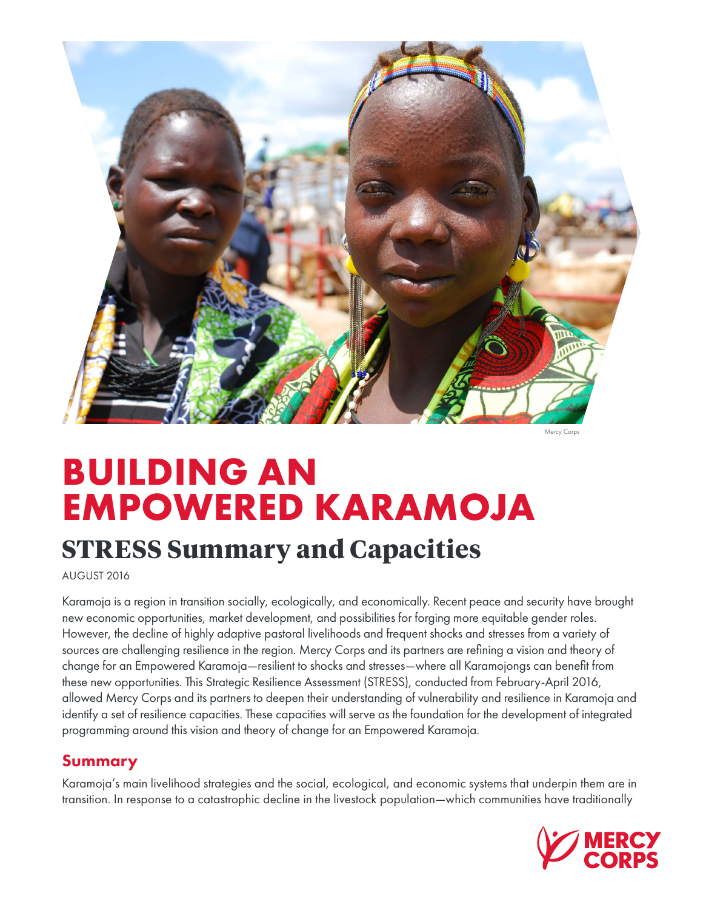Mercy Corps

# BUILDING AN EMPOWERED KARAMOJA

## STRESS Summary and Capacities

AUGUST 2016

Karamoja is a region in transition socially, ecologically, and economically. Recent peace and security have brought new economic opportunities, market development, and possibilities for forging more equitable gender roles. However, the decline of highly adaptive pastoral livelihoods and frequent shocks and stresses from a variety of sources are challenging resilience in the region. Mercy Corps and its partners are refining a vision and theory of change for an Empowered Karamoja—resilient to shocks and stresses—where all Karamojongs can benefit from these new opportunities. This Strategic Resilience Assessment (STRESS), conducted from February-April 2016, allowed Mercy Corps and its partners to deepen their understanding of vulnerability and resilience in Karamoja and identify a set of resilience capacities. These capacities will serve as the foundation for the development of integrated programming around this vision and theory of change for an Empowered Karamoja.

### Summary

Karamoja's main livelihood strategies and the social, ecological, and economic systems that underpin them are in transition. In response to a catastrophic decline in the livestock population—which communities have traditionally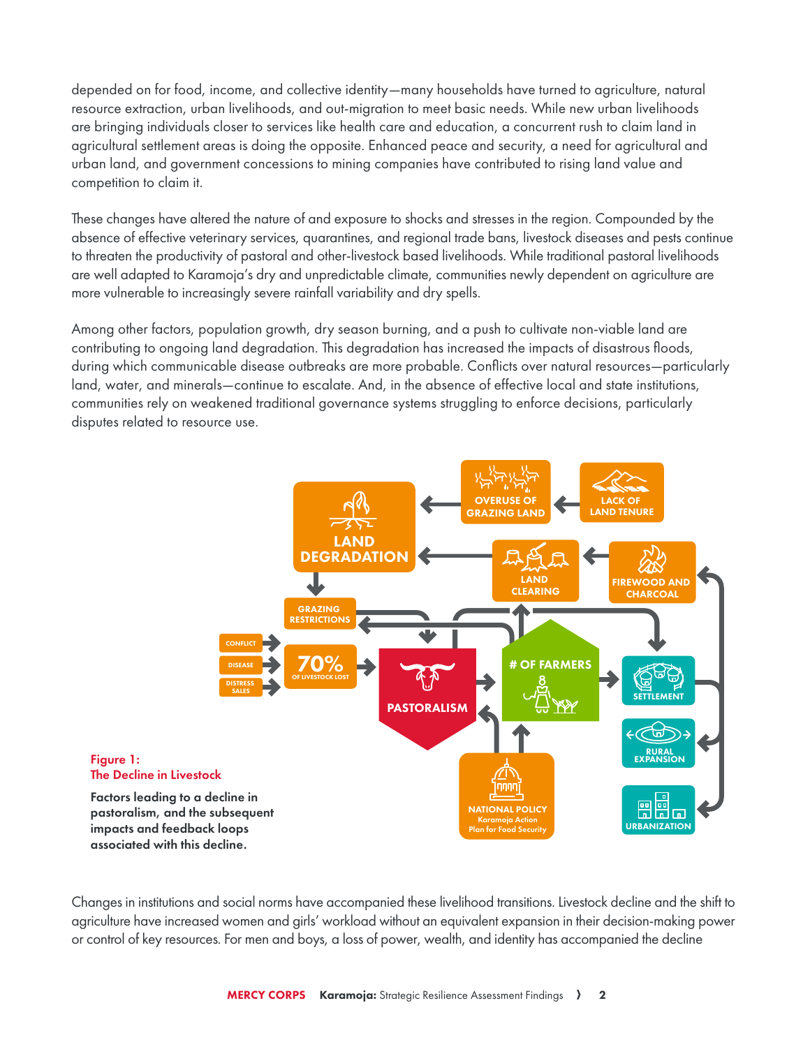depended on for food, income, and collective identity—many households have turned to agriculture, natural resource extraction, urban livelihoods, and out-migration to meet basic needs. While new urban livelihoods are bringing individuals closer to services like health care and education, a concurrent rush to claim land in agricultural settlement areas is doing the opposite. Enhanced peace and security, a need for agricultural and urban land, and government concessions to mining companies have contributed to rising land value and competition to claim it.

These changes have altered the nature of and exposure to shocks and stresses in the region. Compounded by the absence of effective veterinary services, quarantines, and regional trade bans, livestock diseases and pests continue to threaten the productivity of pastoral and other-livestock based livelihoods. While traditional pastoral livelihoods are well adapted to Karamoja's dry and unpredictable climate, communities newly dependent on agriculture are more vulnerable to increasingly severe rainfall variability and dry spells.

Among other factors, population growth, dry season burning, and a push to cultivate non-viable land are contributing to ongoing land degradation. This degradation has increased the impacts of disastrous floods, during which communicable disease outbreaks are more probable. Conflicts over natural resources—particularly land, water, and minerals—continue to escalate. And, in the absence of effective local and state institutions, communities rely on weakened traditional governance systems struggling to enforce decisions, particularly disputes related to resource use.

**Figure 1: The Decline in Livestock**

**Factors leading to a decline in pastoralism, and the subsequent impacts and feedback loops associated with this decline.**

Changes in institutions and social norms have accompanied these livelihood transitions. Livestock decline and the shift to agriculture have increased women and girls' workload without an equivalent expansion in their decision-making power or control of key resources. For men and boys, a loss of power, wealth, and identity has accompanied the decline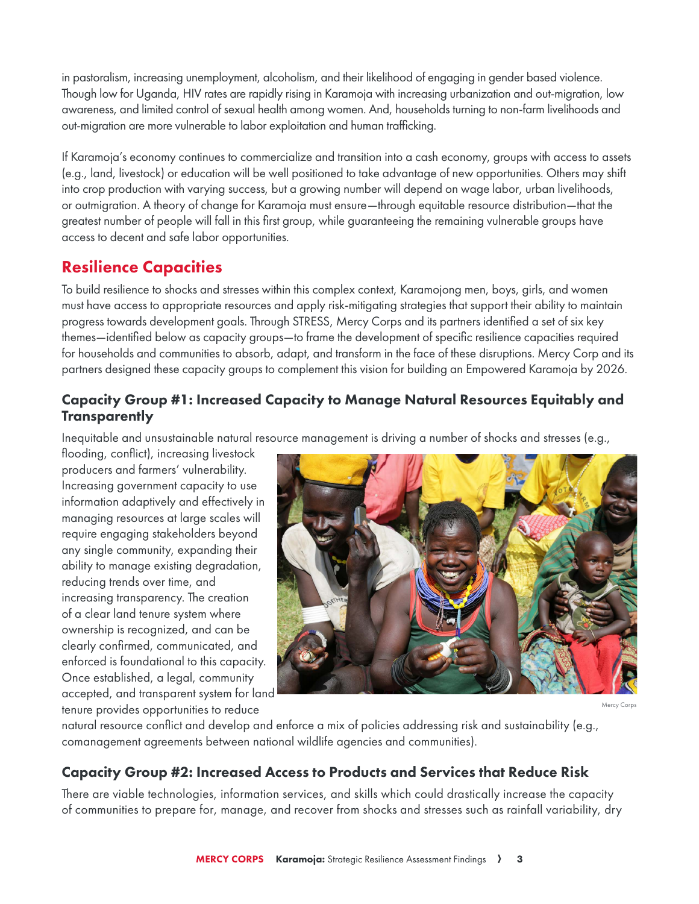in pastoralism, increasing unemployment, alcoholism, and their likelihood of engaging in gender based violence. Though low for Uganda, HIV rates are rapidly rising in Karamoja with increasing urbanization and out-migration, low awareness, and limited control of sexual health among women. And, households turning to non-farm livelihoods and out-migration are more vulnerable to labor exploitation and human trafficking.

If Karamoja's economy continues to commercialize and transition into a cash economy, groups with access to assets (e.g., land, livestock) or education will be well positioned to take advantage of new opportunities. Others may shift into crop production with varying success, but a growing number will depend on wage labor, urban livelihoods, or outmigration. A theory of change for Karamoja must ensure—through equitable resource distribution—that the greatest number of people will fall in this first group, while guaranteeing the remaining vulnerable groups have access to decent and safe labor opportunities.

## Resilience Capacities

To build resilience to shocks and stresses within this complex context, Karamojong men, boys, girls, and women must have access to appropriate resources and apply risk-mitigating strategies that support their ability to maintain progress towards development goals. Through STRESS, Mercy Corps and its partners identified a set of six key themes—identified below as capacity groups—to frame the development of specific resilience capacities required for households and communities to absorb, adapt, and transform in the face of these disruptions. Mercy Corp and its partners designed these capacity groups to complement this vision for building an Empowered Karamoja by 2026.

### Capacity Group #1: Increased Capacity to Manage Natural Resources Equitably and Transparently

Inequitable and unsustainable natural resource management is driving a number of shocks and stresses (e.g., flooding, conflict), increasing livestock producers and farmers' vulnerability. Increasing government capacity to use information adaptively and effectively in managing resources at large scales will require engaging stakeholders beyond any single community, expanding their ability to manage existing degradation, reducing trends over time, and increasing transparency. The creation of a clear land tenure system where ownership is recognized, and can be clearly confirmed, communicated, and enforced is foundational to this capacity. Once established, a legal, community accepted, and transparent system for land tenure provides opportunities to reduce natural resource conflict and develop and enforce a mix of policies addressing risk and sustainability (e.g., comanagement agreements between national wildlife agencies and communities).

Mercy Corps

### Capacity Group #2: Increased Access to Products and Services that Reduce Risk

There are viable technologies, information services, and skills which could drastically increase the capacity of communities to prepare for, manage, and recover from shocks and stresses such as rainfall variability, dry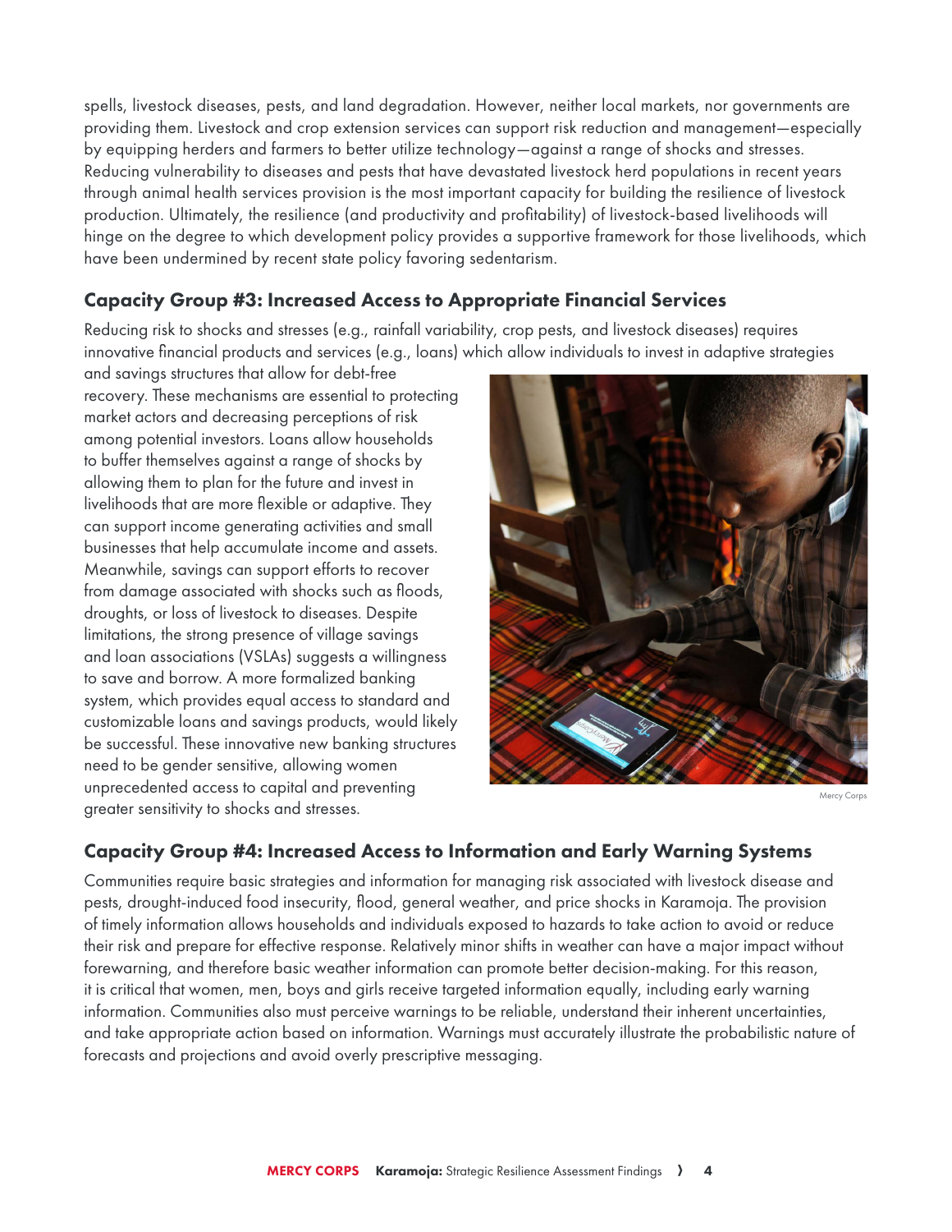spells, livestock diseases, pests, and land degradation. However, neither local markets, nor governments are providing them. Livestock and crop extension services can support risk reduction and management—especially by equipping herders and farmers to better utilize technology—against a range of shocks and stresses. Reducing vulnerability to diseases and pests that have devastated livestock herd populations in recent years through animal health services provision is the most important capacity for building the resilience of livestock production. Ultimately, the resilience (and productivity and profitability) of livestock-based livelihoods will hinge on the degree to which development policy provides a supportive framework for those livelihoods, which have been undermined by recent state policy favoring sedentarism.

## Capacity Group #3: Increased Access to Appropriate Financial Services

Reducing risk to shocks and stresses (e.g., rainfall variability, crop pests, and livestock diseases) requires innovative financial products and services (e.g., loans) which allow individuals to invest in adaptive strategies and savings structures that allow for debt-free recovery. These mechanisms are essential to protecting market actors and decreasing perceptions of risk among potential investors. Loans allow households to buffer themselves against a range of shocks by allowing them to plan for the future and invest in livelihoods that are more flexible or adaptive. They can support income generating activities and small businesses that help accumulate income and assets. Meanwhile, savings can support efforts to recover from damage associated with shocks such as floods, droughts, or loss of livestock to diseases. Despite limitations, the strong presence of village savings and loan associations (VSLAs) suggests a willingness to save and borrow. A more formalized banking system, which provides equal access to standard and customizable loans and savings products, would likely be successful. These innovative new banking structures need to be gender sensitive, allowing women unprecedented access to capital and preventing greater sensitivity to shocks and stresses.

Mercy Corps

## Capacity Group #4: Increased Access to Information and Early Warning Systems

Communities require basic strategies and information for managing risk associated with livestock disease and pests, drought-induced food insecurity, flood, general weather, and price shocks in Karamoja. The provision of timely information allows households and individuals exposed to hazards to take action to avoid or reduce their risk and prepare for effective response. Relatively minor shifts in weather can have a major impact without forewarning, and therefore basic weather information can promote better decision-making. For this reason, it is critical that women, men, boys and girls receive targeted information equally, including early warning information. Communities also must perceive warnings to be reliable, understand their inherent uncertainties, and take appropriate action based on information. Warnings must accurately illustrate the probabilistic nature of forecasts and projections and avoid overly prescriptive messaging.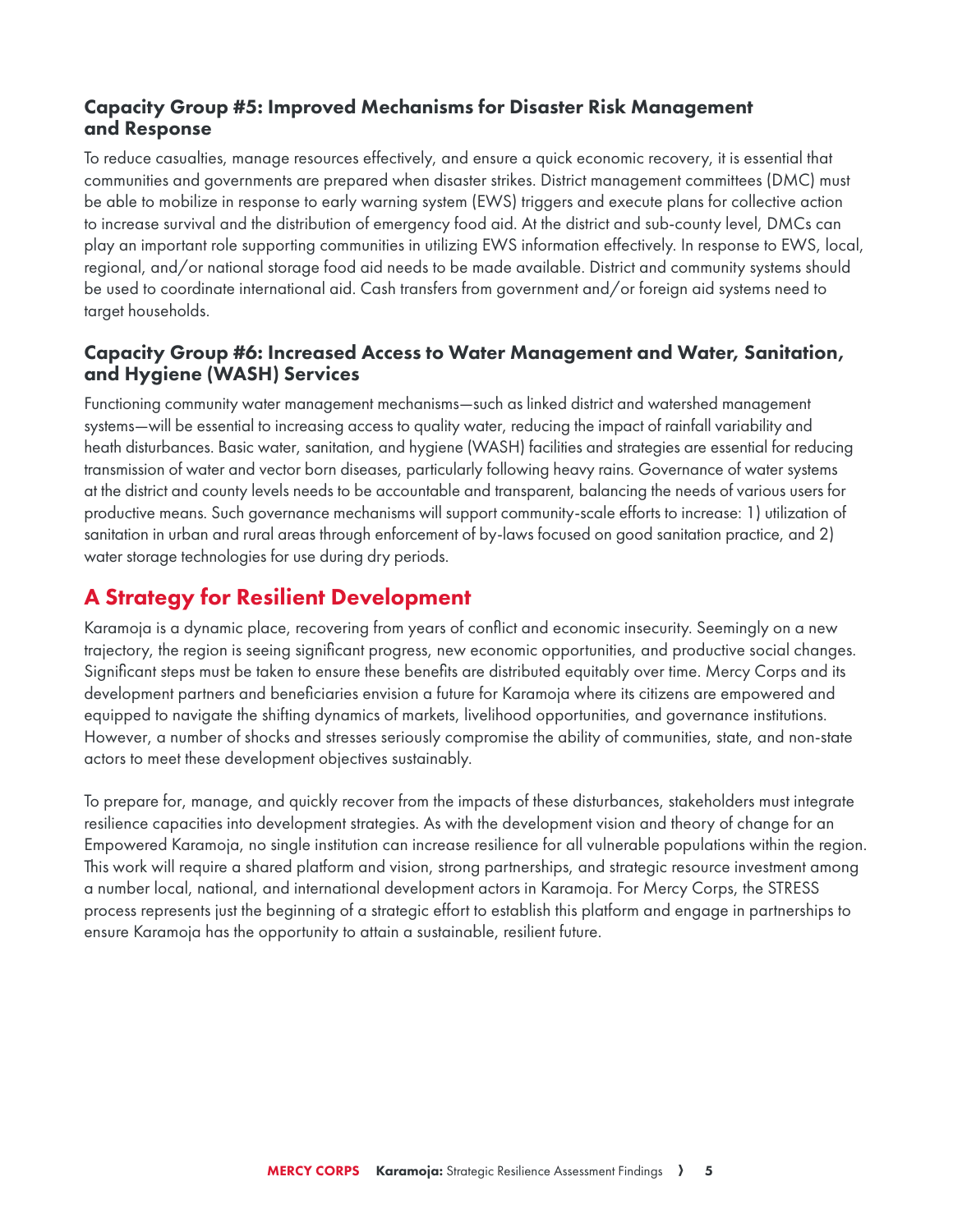### Capacity Group #5: Improved Mechanisms for Disaster Risk Management and Response

To reduce casualties, manage resources effectively, and ensure a quick economic recovery, it is essential that communities and governments are prepared when disaster strikes. District management committees (DMC) must be able to mobilize in response to early warning system (EWS) triggers and execute plans for collective action to increase survival and the distribution of emergency food aid. At the district and sub-county level, DMCs can play an important role supporting communities in utilizing EWS information effectively. In response to EWS, local, regional, and/or national storage food aid needs to be made available. District and community systems should be used to coordinate international aid. Cash transfers from government and/or foreign aid systems need to target households.

### Capacity Group #6: Increased Access to Water Management and Water, Sanitation, and Hygiene (WASH) Services

Functioning community water management mechanisms—such as linked district and watershed management systems—will be essential to increasing access to quality water, reducing the impact of rainfall variability and heath disturbances. Basic water, sanitation, and hygiene (WASH) facilities and strategies are essential for reducing transmission of water and vector born diseases, particularly following heavy rains. Governance of water systems at the district and county levels needs to be accountable and transparent, balancing the needs of various users for productive means. Such governance mechanisms will support community-scale efforts to increase: 1) utilization of sanitation in urban and rural areas through enforcement of by-laws focused on good sanitation practice, and 2) water storage technologies for use during dry periods.

## A Strategy for Resilient Development

Karamoja is a dynamic place, recovering from years of conflict and economic insecurity. Seemingly on a new trajectory, the region is seeing significant progress, new economic opportunities, and productive social changes. Significant steps must be taken to ensure these benefits are distributed equitably over time. Mercy Corps and its development partners and beneficiaries envision a future for Karamoja where its citizens are empowered and equipped to navigate the shifting dynamics of markets, livelihood opportunities, and governance institutions. However, a number of shocks and stresses seriously compromise the ability of communities, state, and non-state actors to meet these development objectives sustainably.

To prepare for, manage, and quickly recover from the impacts of these disturbances, stakeholders must integrate resilience capacities into development strategies. As with the development vision and theory of change for an Empowered Karamoja, no single institution can increase resilience for all vulnerable populations within the region. This work will require a shared platform and vision, strong partnerships, and strategic resource investment among a number local, national, and international development actors in Karamoja. For Mercy Corps, the STRESS process represents just the beginning of a strategic effort to establish this platform and engage in partnerships to ensure Karamoja has the opportunity to attain a sustainable, resilient future.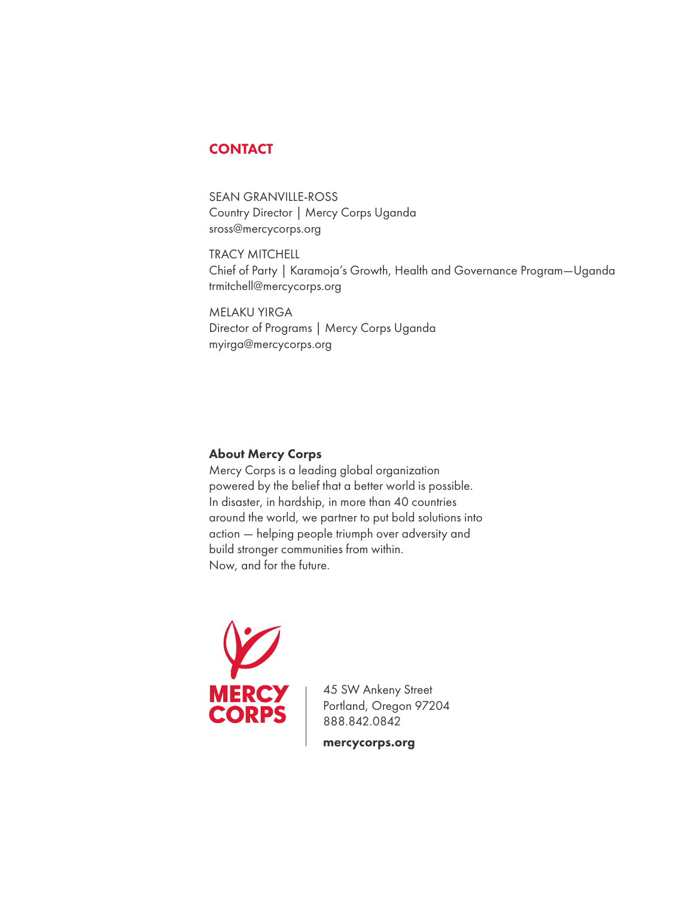## CONTACT

SEAN GRANVILLE-ROSS
Country Director | Mercy Corps Uganda
sross@mercycorps.org

TRACY MITCHELL
Chief of Party | Karamoja's Growth, Health and Governance Program—Uganda
trmitchell@mercycorps.org

MELAKU YIRGA
Director of Programs | Mercy Corps Uganda
myirga@mercycorps.org

**About Mercy Corps**
Mercy Corps is a leading global organization powered by the belief that a better world is possible. In disaster, in hardship, in more than 40 countries around the world, we partner to put bold solutions into action — helping people triumph over adversity and build stronger communities from within.
Now, and for the future.

MERCY CORPS

45 SW Ankeny Street
Portland, Oregon 97204
888.842.0842

**mercycorps.org**